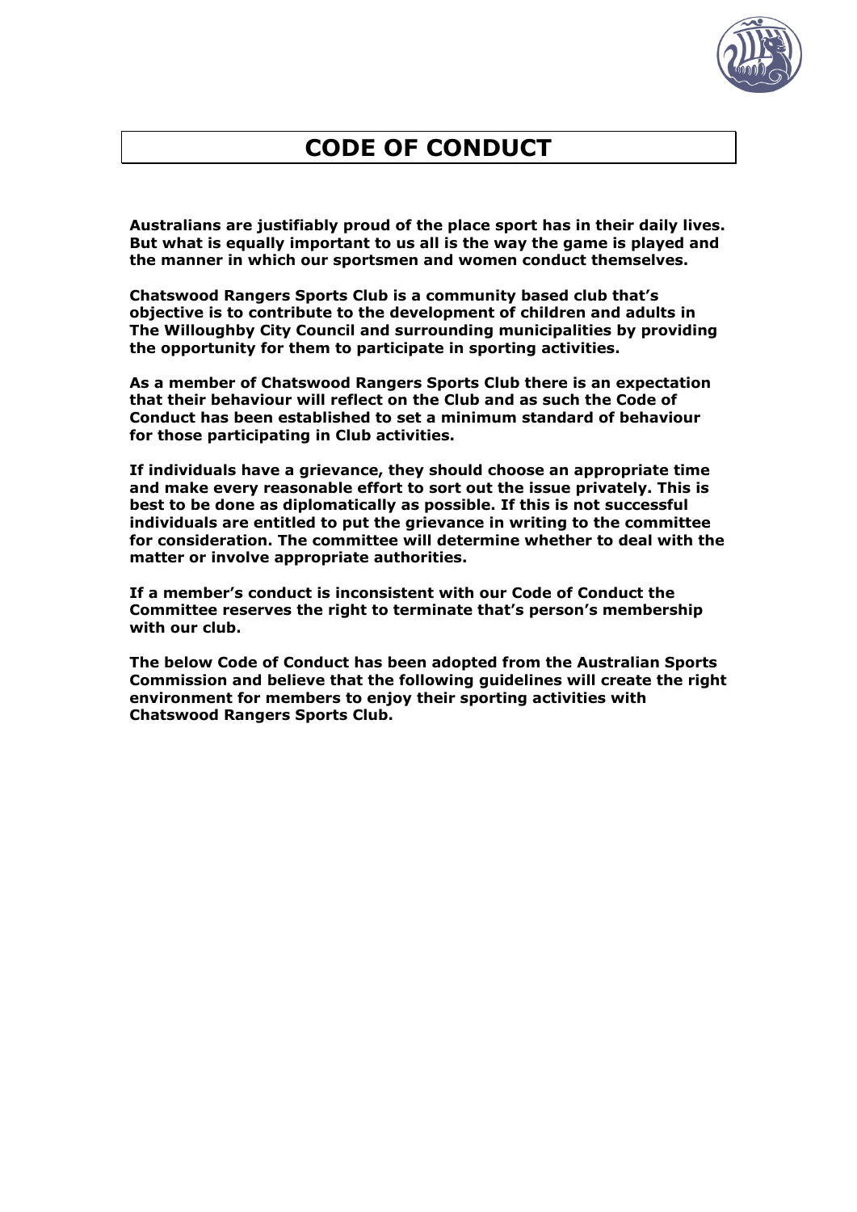# CODE OF CONDUCT

**Australians are justifiably proud of the place sport has in their daily lives. But what is equally important to us all is the way the game is played and the manner in which our sportsmen and women conduct themselves.**

**Chatswood Rangers Sports Club is a community based club that's objective is to contribute to the development of children and adults in The Willoughby City Council and surrounding municipalities by providing the opportunity for them to participate in sporting activities.**

**As a member of Chatswood Rangers Sports Club there is an expectation that their behaviour will reflect on the Club and as such the Code of Conduct has been established to set a minimum standard of behaviour for those participating in Club activities.**

**If individuals have a grievance, they should choose an appropriate time and make every reasonable effort to sort out the issue privately. This is best to be done as diplomatically as possible. If this is not successful individuals are entitled to put the grievance in writing to the committee for consideration. The committee will determine whether to deal with the matter or involve appropriate authorities.**

**If a member's conduct is inconsistent with our Code of Conduct the Committee reserves the right to terminate that's person's membership with our club.**

**The below Code of Conduct has been adopted from the Australian Sports Commission and believe that the following guidelines will create the right environment for members to enjoy their sporting activities with Chatswood Rangers Sports Club.**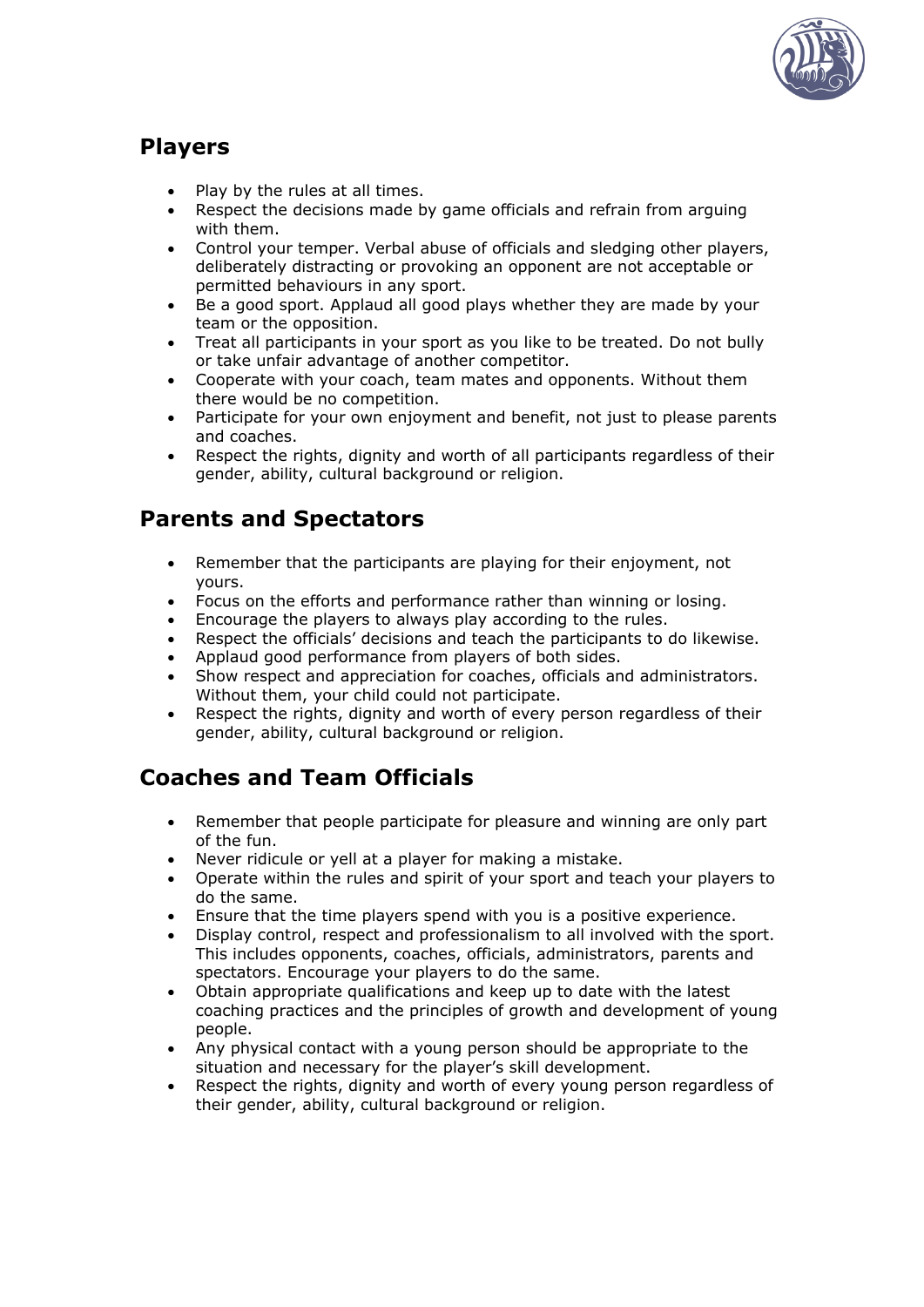## Players

- Play by the rules at all times.
- Respect the decisions made by game officials and refrain from arguing with them.
- Control your temper. Verbal abuse of officials and sledging other players, deliberately distracting or provoking an opponent are not acceptable or permitted behaviours in any sport.
- Be a good sport. Applaud all good plays whether they are made by your team or the opposition.
- Treat all participants in your sport as you like to be treated. Do not bully or take unfair advantage of another competitor.
- Cooperate with your coach, team mates and opponents. Without them there would be no competition.
- Participate for your own enjoyment and benefit, not just to please parents and coaches.
- Respect the rights, dignity and worth of all participants regardless of their gender, ability, cultural background or religion.

## Parents and Spectators

- Remember that the participants are playing for their enjoyment, not yours.
- Focus on the efforts and performance rather than winning or losing.
- Encourage the players to always play according to the rules.
- Respect the officials' decisions and teach the participants to do likewise.
- Applaud good performance from players of both sides.
- Show respect and appreciation for coaches, officials and administrators. Without them, your child could not participate.
- Respect the rights, dignity and worth of every person regardless of their gender, ability, cultural background or religion.

## Coaches and Team Officials

- Remember that people participate for pleasure and winning are only part of the fun.
- Never ridicule or yell at a player for making a mistake.
- Operate within the rules and spirit of your sport and teach your players to do the same.
- Ensure that the time players spend with you is a positive experience.
- Display control, respect and professionalism to all involved with the sport. This includes opponents, coaches, officials, administrators, parents and spectators. Encourage your players to do the same.
- Obtain appropriate qualifications and keep up to date with the latest coaching practices and the principles of growth and development of young people.
- Any physical contact with a young person should be appropriate to the situation and necessary for the player's skill development.
- Respect the rights, dignity and worth of every young person regardless of their gender, ability, cultural background or religion.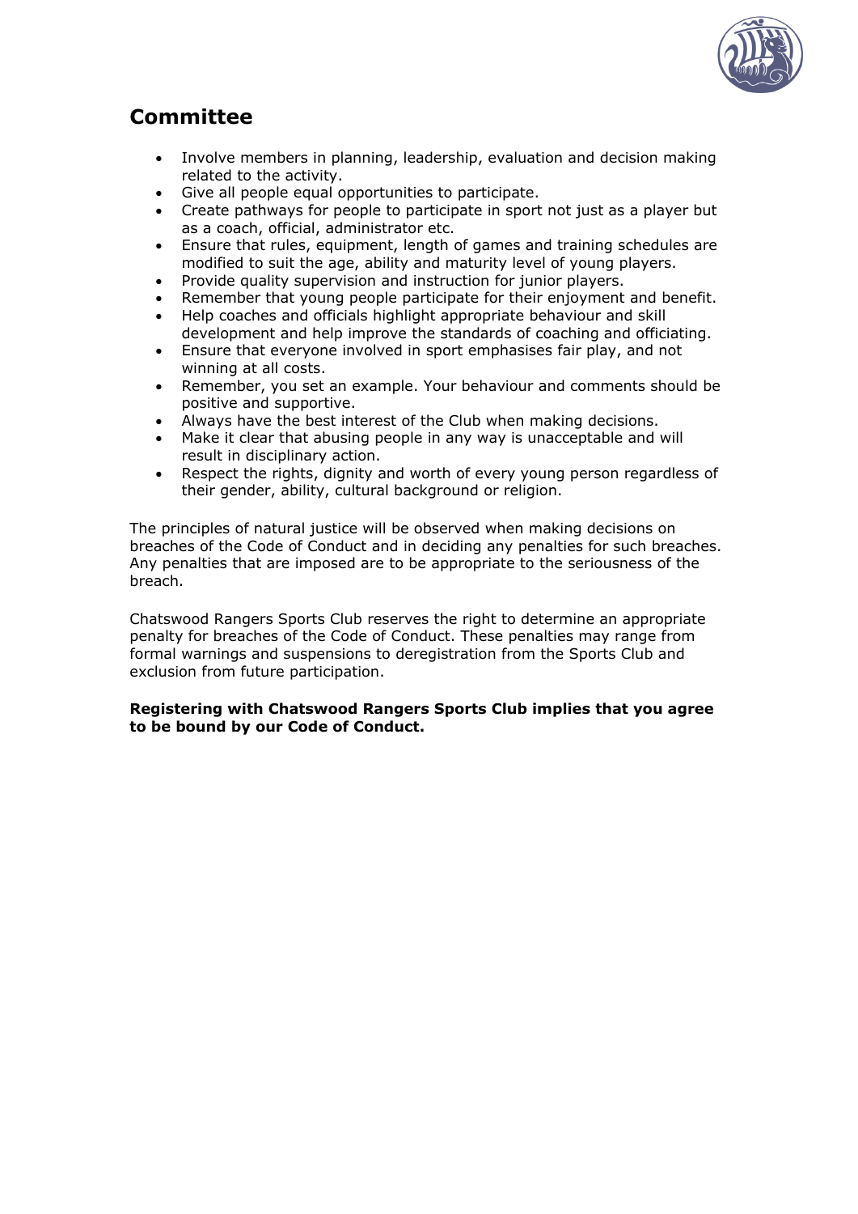## Committee

- Involve members in planning, leadership, evaluation and decision making related to the activity.
- Give all people equal opportunities to participate.
- Create pathways for people to participate in sport not just as a player but as a coach, official, administrator etc.
- Ensure that rules, equipment, length of games and training schedules are modified to suit the age, ability and maturity level of young players.
- Provide quality supervision and instruction for junior players.
- Remember that young people participate for their enjoyment and benefit.
- Help coaches and officials highlight appropriate behaviour and skill development and help improve the standards of coaching and officiating.
- Ensure that everyone involved in sport emphasises fair play, and not winning at all costs.
- Remember, you set an example. Your behaviour and comments should be positive and supportive.
- Always have the best interest of the Club when making decisions.
- Make it clear that abusing people in any way is unacceptable and will result in disciplinary action.
- Respect the rights, dignity and worth of every young person regardless of their gender, ability, cultural background or religion.

The principles of natural justice will be observed when making decisions on breaches of the Code of Conduct and in deciding any penalties for such breaches. Any penalties that are imposed are to be appropriate to the seriousness of the breach.

Chatswood Rangers Sports Club reserves the right to determine an appropriate penalty for breaches of the Code of Conduct. These penalties may range from formal warnings and suspensions to deregistration from the Sports Club and exclusion from future participation.

**Registering with Chatswood Rangers Sports Club implies that you agree to be bound by our Code of Conduct.**